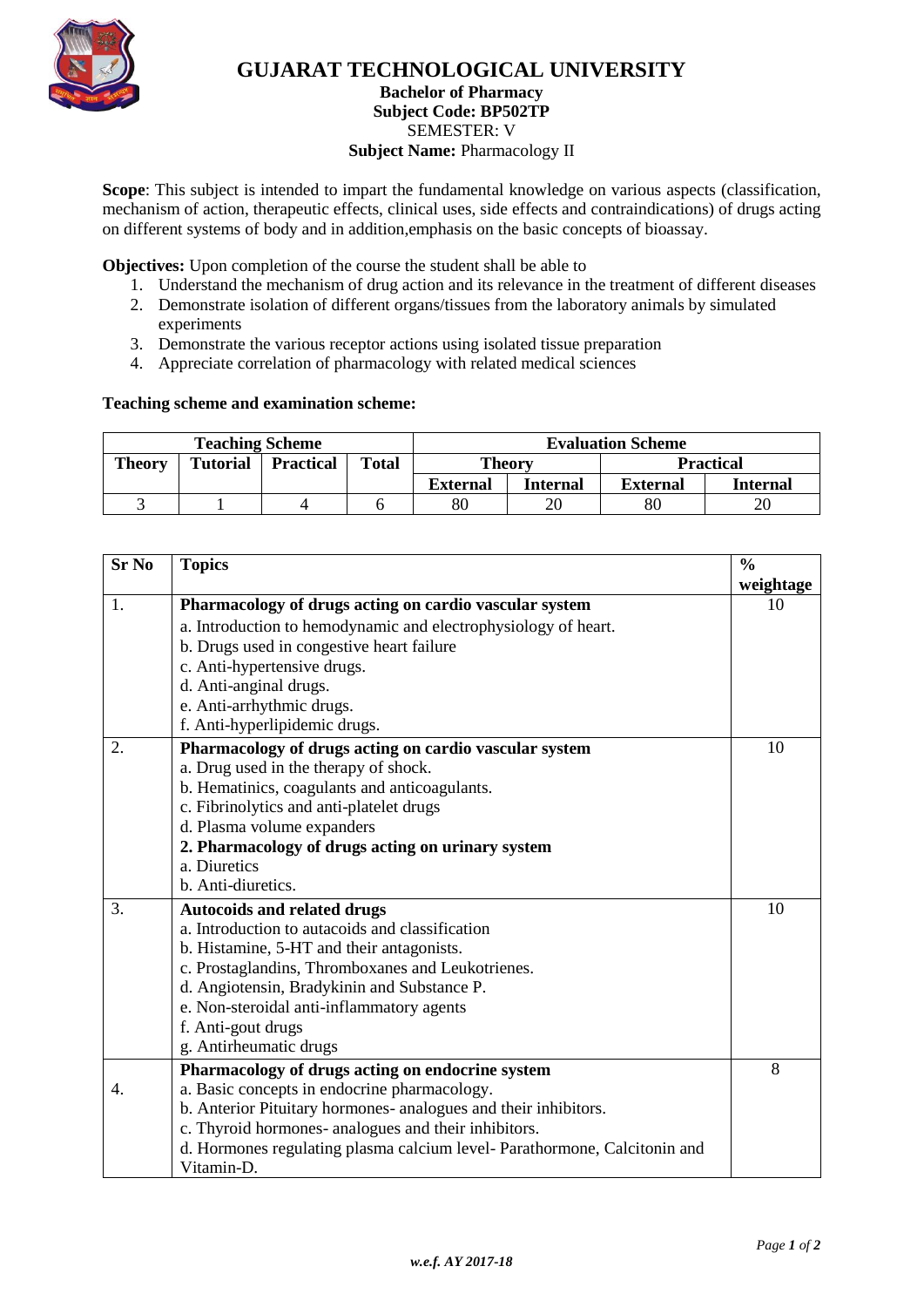# GUJARAT TECHNOLOGICAL UNIVERSITY

**Bachelor of Pharmacy**
**Subject Code: BP502TP**
SEMESTER: V
**Subject Name:** Pharmacology II

**Scope**: This subject is intended to impart the fundamental knowledge on various aspects (classification, mechanism of action, therapeutic effects, clinical uses, side effects and contraindications) of drugs acting on different systems of body and in addition,emphasis on the basic concepts of bioassay.

**Objectives:** Upon completion of the course the student shall be able to

1. Understand the mechanism of drug action and its relevance in the treatment of different diseases
2. Demonstrate isolation of different organs/tissues from the laboratory animals by simulated experiments
3. Demonstrate the various receptor actions using isolated tissue preparation
4. Appreciate correlation of pharmacology with related medical sciences

**Teaching scheme and examination scheme:**

| Teaching Scheme | | | | Evaluation Scheme | | | |
|---|---|---|---|---|---|---|---|
| Theory | Tutorial | Practical | Total | Theory | | Practical | |
| | | | | External | Internal | External | Internal |
| 3 | 1 | 4 | 6 | 80 | 20 | 80 | 20 |

| Sr No | Topics | % weightage |
|---|---|---|
| 1. | **Pharmacology of drugs acting on cardio vascular system**<br>a. Introduction to hemodynamic and electrophysiology of heart.<br>b. Drugs used in congestive heart failure<br>c. Anti-hypertensive drugs.<br>d. Anti-anginal drugs.<br>e. Anti-arrhythmic drugs.<br>f. Anti-hyperlipidemic drugs. | 10 |
| 2. | **Pharmacology of drugs acting on cardio vascular system**<br>a. Drug used in the therapy of shock.<br>b. Hematinics, coagulants and anticoagulants.<br>c. Fibrinolytics and anti-platelet drugs<br>d. Plasma volume expanders<br>**2. Pharmacology of drugs acting on urinary system**<br>a. Diuretics<br>b. Anti-diuretics. | 10 |
| 3. | **Autocoids and related drugs**<br>a. Introduction to autacoids and classification<br>b. Histamine, 5-HT and their antagonists.<br>c. Prostaglandins, Thromboxanes and Leukotrienes.<br>d. Angiotensin, Bradykinin and Substance P.<br>e. Non-steroidal anti-inflammatory agents<br>f. Anti-gout drugs<br>g. Antirheumatic drugs | 10 |
| 4. | **Pharmacology of drugs acting on endocrine system**<br>a. Basic concepts in endocrine pharmacology.<br>b. Anterior Pituitary hormones- analogues and their inhibitors.<br>c. Thyroid hormones- analogues and their inhibitors.<br>d. Hormones regulating plasma calcium level- Parathormone, Calcitonin and Vitamin-D. | 8 |

*w.e.f. AY 2017-18*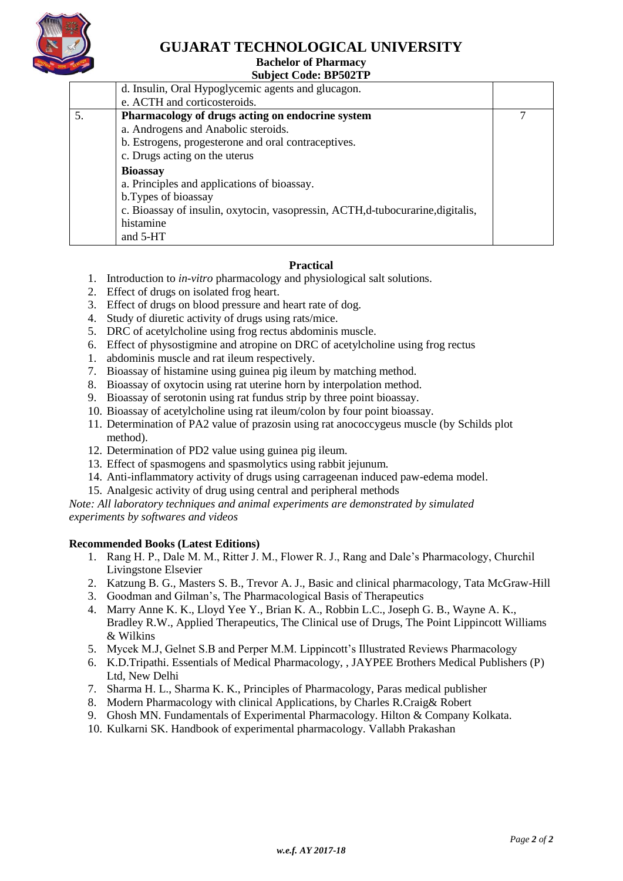| | | |
|---|---|---|
| | d. Insulin, Oral Hypoglycemic agents and glucagon.<br>e. ACTH and corticosteroids. | |
| 5. | **Pharmacology of drugs acting on endocrine system**<br>a. Androgens and Anabolic steroids.<br>b. Estrogens, progesterone and oral contraceptives.<br>c. Drugs acting on the uterus<br>**Bioassay**<br>a. Principles and applications of bioassay.<br>b.Types of bioassay<br>c. Bioassay of insulin, oxytocin, vasopressin, ACTH,d-tubocurarine,digitalis, histamine<br>and 5-HT | 7 |

## Practical

1. Introduction to *in-vitro* pharmacology and physiological salt solutions.
2. Effect of drugs on isolated frog heart.
3. Effect of drugs on blood pressure and heart rate of dog.
4. Study of diuretic activity of drugs using rats/mice.
5. DRC of acetylcholine using frog rectus abdominis muscle.
6. Effect of physostigmine and atropine on DRC of acetylcholine using frog rectus
1. abdominis muscle and rat ileum respectively.
7. Bioassay of histamine using guinea pig ileum by matching method.
8. Bioassay of oxytocin using rat uterine horn by interpolation method.
9. Bioassay of serotonin using rat fundus strip by three point bioassay.
10. Bioassay of acetylcholine using rat ileum/colon by four point bioassay.
11. Determination of PA2 value of prazosin using rat anococcygeus muscle (by Schilds plot method).
12. Determination of PD2 value using guinea pig ileum.
13. Effect of spasmogens and spasmolytics using rabbit jejunum.
14. Anti-inflammatory activity of drugs using carrageenan induced paw-edema model.
15. Analgesic activity of drug using central and peripheral methods

*Note: All laboratory techniques and animal experiments are demonstrated by simulated experiments by softwares and videos*

**Recommended Books (Latest Editions)**

1. Rang H. P., Dale M. M., Ritter J. M., Flower R. J., Rang and Dale's Pharmacology, Churchil Livingstone Elsevier
2. Katzung B. G., Masters S. B., Trevor A. J., Basic and clinical pharmacology, Tata McGraw-Hill
3. Goodman and Gilman's, The Pharmacological Basis of Therapeutics
4. Marry Anne K. K., Lloyd Yee Y., Brian K. A., Robbin L.C., Joseph G. B., Wayne A. K., Bradley R.W., Applied Therapeutics, The Clinical use of Drugs, The Point Lippincott Williams & Wilkins
5. Mycek M.J, Gelnet S.B and Perper M.M. Lippincott's Illustrated Reviews Pharmacology
6. K.D.Tripathi. Essentials of Medical Pharmacology, , JAYPEE Brothers Medical Publishers (P) Ltd, New Delhi
7. Sharma H. L., Sharma K. K., Principles of Pharmacology, Paras medical publisher
8. Modern Pharmacology with clinical Applications, by Charles R.Craig& Robert
9. Ghosh MN. Fundamentals of Experimental Pharmacology. Hilton & Company Kolkata.
10. Kulkarni SK. Handbook of experimental pharmacology. Vallabh Prakashan

***w.e.f. AY 2017-18***